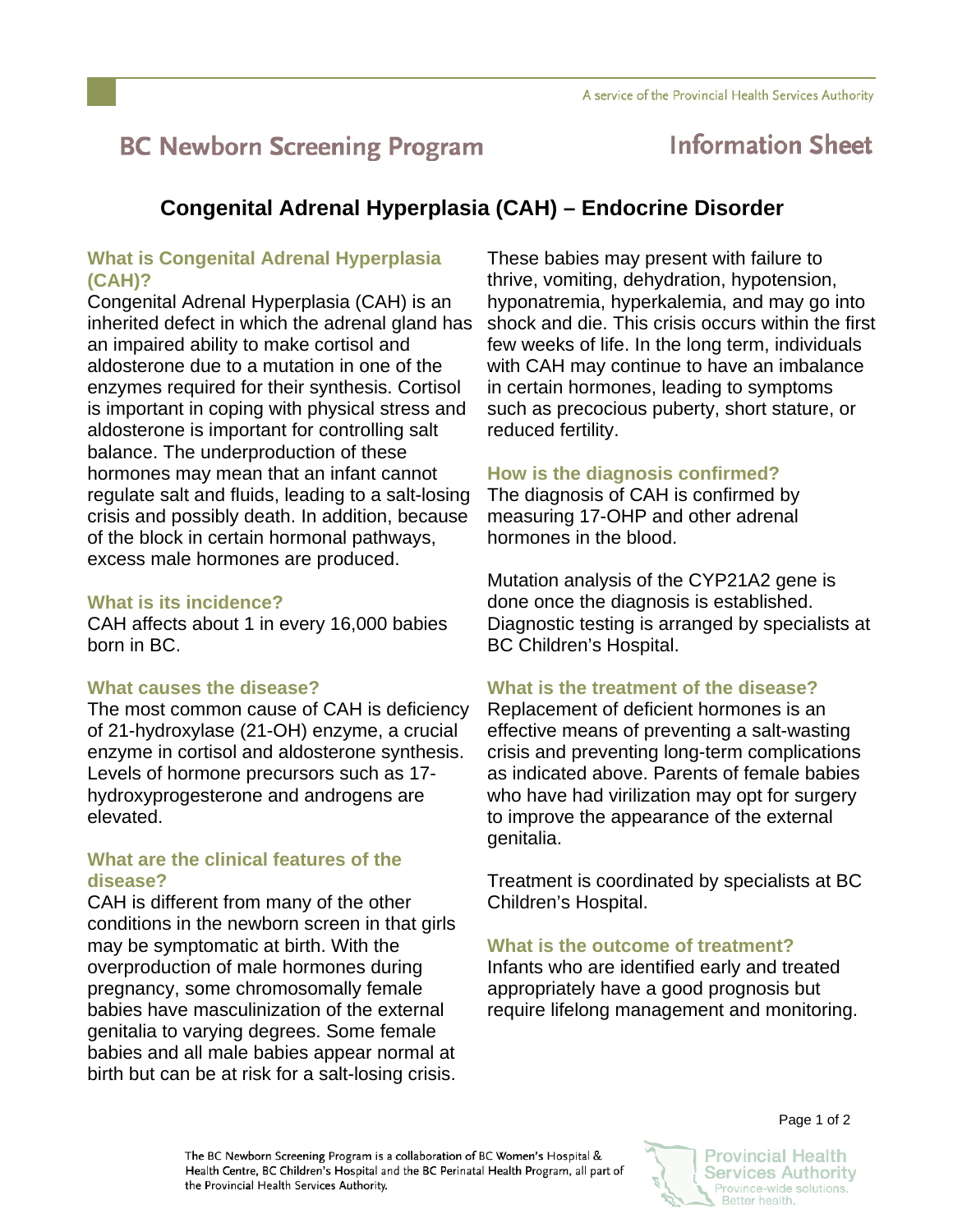# BC Newborn Screening Program — Information Sheet

## Congenital Adrenal Hyperplasia (CAH) – Endocrine Disorder

### What is Congenital Adrenal Hyperplasia (CAH)?

Congenital Adrenal Hyperplasia (CAH) is an inherited defect in which the adrenal gland has an impaired ability to make cortisol and aldosterone due to a mutation in one of the enzymes required for their synthesis. Cortisol is important in coping with physical stress and aldosterone is important for controlling salt balance. The underproduction of these hormones may mean that an infant cannot regulate salt and fluids, leading to a salt-losing crisis and possibly death. In addition, because of the block in certain hormonal pathways, excess male hormones are produced.

### What is its incidence?

CAH affects about 1 in every 16,000 babies born in BC.

### What causes the disease?

The most common cause of CAH is deficiency of 21-hydroxylase (21-OH) enzyme, a crucial enzyme in cortisol and aldosterone synthesis. Levels of hormone precursors such as 17-hydroxyprogesterone and androgens are elevated.

### What are the clinical features of the disease?

CAH is different from many of the other conditions in the newborn screen in that girls may be symptomatic at birth. With the overproduction of male hormones during pregnancy, some chromosomally female babies have masculinization of the external genitalia to varying degrees. Some female babies and all male babies appear normal at birth but can be at risk for a salt-losing crisis. These babies may present with failure to thrive, vomiting, dehydration, hypotension, hyponatremia, hyperkalemia, and may go into shock and die. This crisis occurs within the first few weeks of life. In the long term, individuals with CAH may continue to have an imbalance in certain hormones, leading to symptoms such as precocious puberty, short stature, or reduced fertility.

### How is the diagnosis confirmed?

The diagnosis of CAH is confirmed by measuring 17-OHP and other adrenal hormones in the blood.

Mutation analysis of the CYP21A2 gene is done once the diagnosis is established. Diagnostic testing is arranged by specialists at BC Children's Hospital.

### What is the treatment of the disease?

Replacement of deficient hormones is an effective means of preventing a salt-wasting crisis and preventing long-term complications as indicated above. Parents of female babies who have had virilization may opt for surgery to improve the appearance of the external genitalia.

Treatment is coordinated by specialists at BC Children's Hospital.

### What is the outcome of treatment?

Infants who are identified early and treated appropriately have a good prognosis but require lifelong management and monitoring.

The BC Newborn Screening Program is a collaboration of BC Women's Hospital & Health Centre, BC Children's Hospital and the BC Perinatal Health Program, all part of the Provincial Health Services Authority.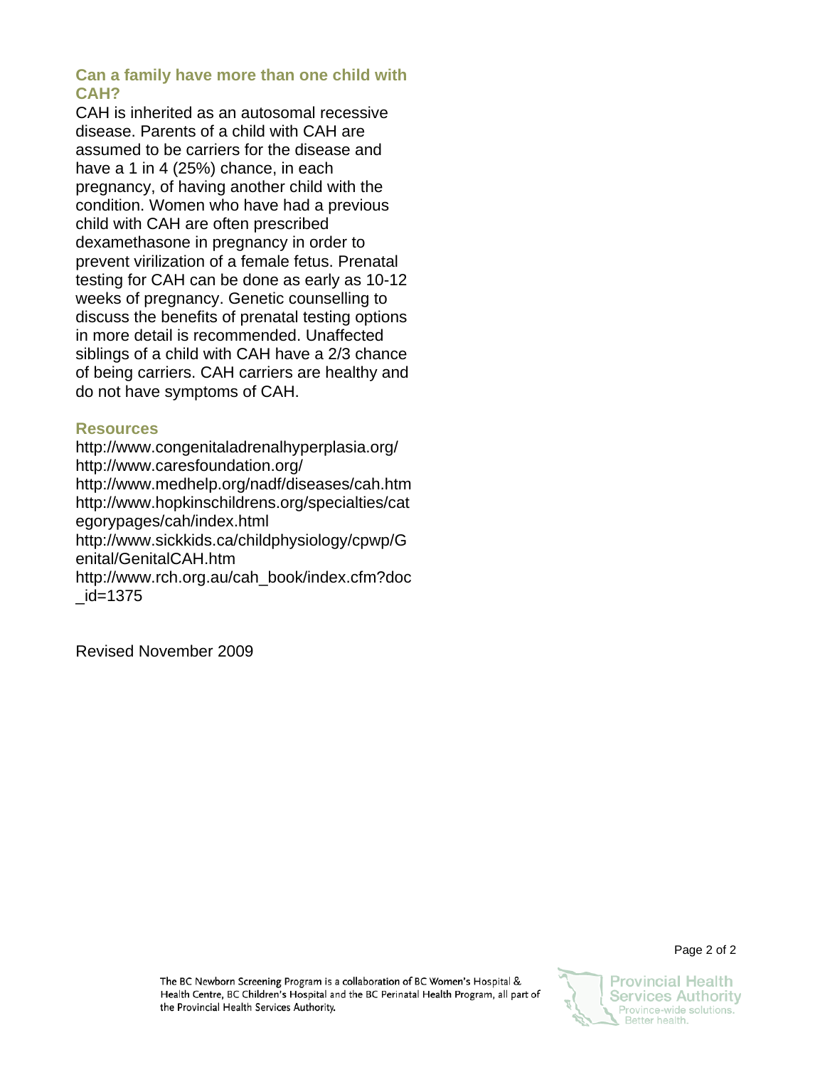## Can a family have more than one child with CAH?

CAH is inherited as an autosomal recessive disease. Parents of a child with CAH are assumed to be carriers for the disease and have a 1 in 4 (25%) chance, in each pregnancy, of having another child with the condition. Women who have had a previous child with CAH are often prescribed dexamethasone in pregnancy in order to prevent virilization of a female fetus. Prenatal testing for CAH can be done as early as 10-12 weeks of pregnancy. Genetic counselling to discuss the benefits of prenatal testing options in more detail is recommended. Unaffected siblings of a child with CAH have a 2/3 chance of being carriers. CAH carriers are healthy and do not have symptoms of CAH.

## Resources

http://www.congenitaladrenalhyperplasia.org/
http://www.caresfoundation.org/
http://www.medhelp.org/nadf/diseases/cah.htm
http://www.hopkinschildrens.org/specialties/categorypages/cah/index.html
http://www.sickkids.ca/childphysiology/cpwp/Genital/GenitalCAH.htm
http://www.rch.org.au/cah_book/index.cfm?doc_id=1375

Revised November 2009

The BC Newborn Screening Program is a collaboration of BC Women's Hospital & Health Centre, BC Children's Hospital and the BC Perinatal Health Program, all part of the Provincial Health Services Authority.

Provincial Health Services Authority
Province-wide solutions. Better health.